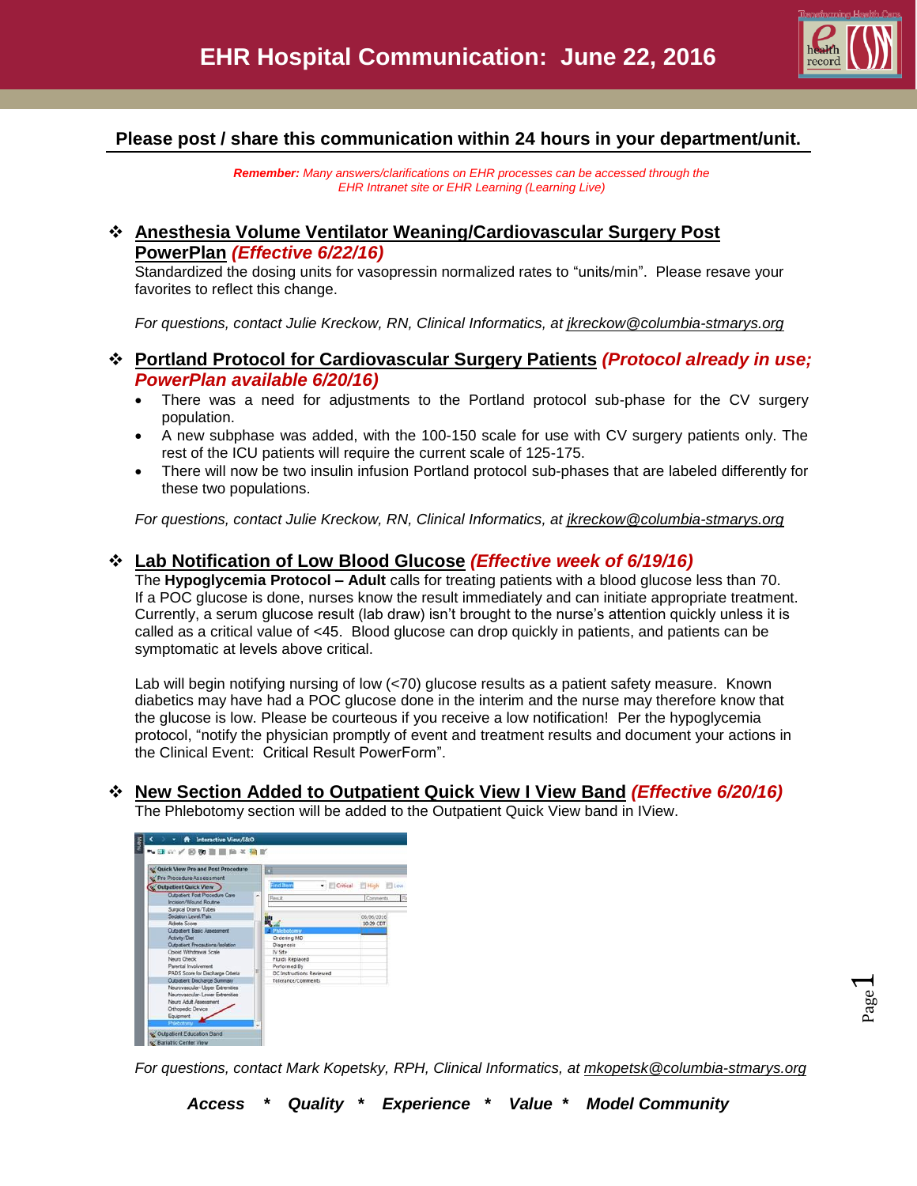# EHR Hospital Communication: June 22, 2016

**Please post / share this communication within 24 hours in your department/unit.**

***Remember:*** *Many answers/clarifications on EHR processes can be accessed through the EHR Intranet site or EHR Learning (Learning Live)*

## ❖ Anesthesia Volume Ventilator Weaning/Cardiovascular Surgery Post PowerPlan *(Effective 6/22/16)*

Standardized the dosing units for vasopressin normalized rates to "units/min". Please resave your favorites to reflect this change.

*For questions, contact Julie Kreckow, RN, Clinical Informatics, at jkreckow@columbia-stmarys.org*

## ❖ Portland Protocol for Cardiovascular Surgery Patients *(Protocol already in use; PowerPlan available 6/20/16)*

- There was a need for adjustments to the Portland protocol sub-phase for the CV surgery population.
- A new subphase was added, with the 100-150 scale for use with CV surgery patients only. The rest of the ICU patients will require the current scale of 125-175.
- There will now be two insulin infusion Portland protocol sub-phases that are labeled differently for these two populations.

*For questions, contact Julie Kreckow, RN, Clinical Informatics, at jkreckow@columbia-stmarys.org*

## ❖ Lab Notification of Low Blood Glucose *(Effective week of 6/19/16)*

The **Hypoglycemia Protocol – Adult** calls for treating patients with a blood glucose less than 70. If a POC glucose is done, nurses know the result immediately and can initiate appropriate treatment. Currently, a serum glucose result (lab draw) isn't brought to the nurse's attention quickly unless it is called as a critical value of <45. Blood glucose can drop quickly in patients, and patients can be symptomatic at levels above critical.

Lab will begin notifying nursing of low (<70) glucose results as a patient safety measure. Known diabetics may have had a POC glucose done in the interim and the nurse may therefore know that the glucose is low. Please be courteous if you receive a low notification! Per the hypoglycemia protocol, "notify the physician promptly of event and treatment results and document your actions in the Clinical Event: Critical Result PowerForm".

## ❖ New Section Added to Outpatient Quick View I View Band *(Effective 6/20/16)*

The Phlebotomy section will be added to the Outpatient Quick View band in IView.

*For questions, contact Mark Kopetsky, RPH, Clinical Informatics, at mkopetsk@columbia-stmarys.org*

***Access * Quality * Experience * Value * Model Community***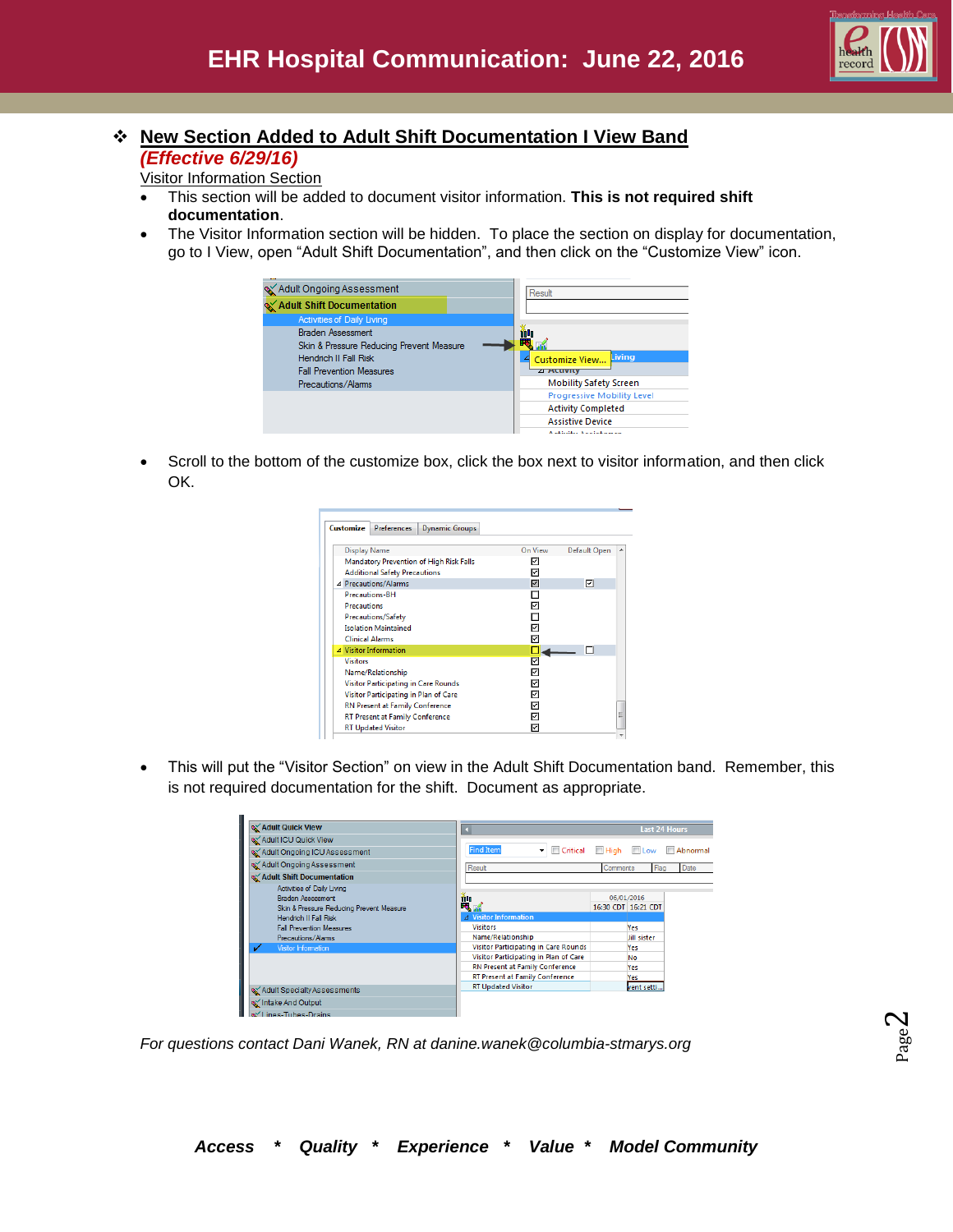- **New Section Added to Adult Shift Documentation I View Band**

***(Effective 6/29/16)***

Visitor Information Section

- This section will be added to document visitor information. **This is not required shift documentation**.
- The Visitor Information section will be hidden. To place the section on display for documentation, go to I View, open "Adult Shift Documentation", and then click on the "Customize View" icon.

- Scroll to the bottom of the customize box, click the box next to visitor information, and then click OK.

- This will put the "Visitor Section" on view in the Adult Shift Documentation band. Remember, this is not required documentation for the shift. Document as appropriate.

*For questions contact Dani Wanek, RN at danine.wanek@columbia-stmarys.org*

***Access * Quality * Experience * Value * Model Community***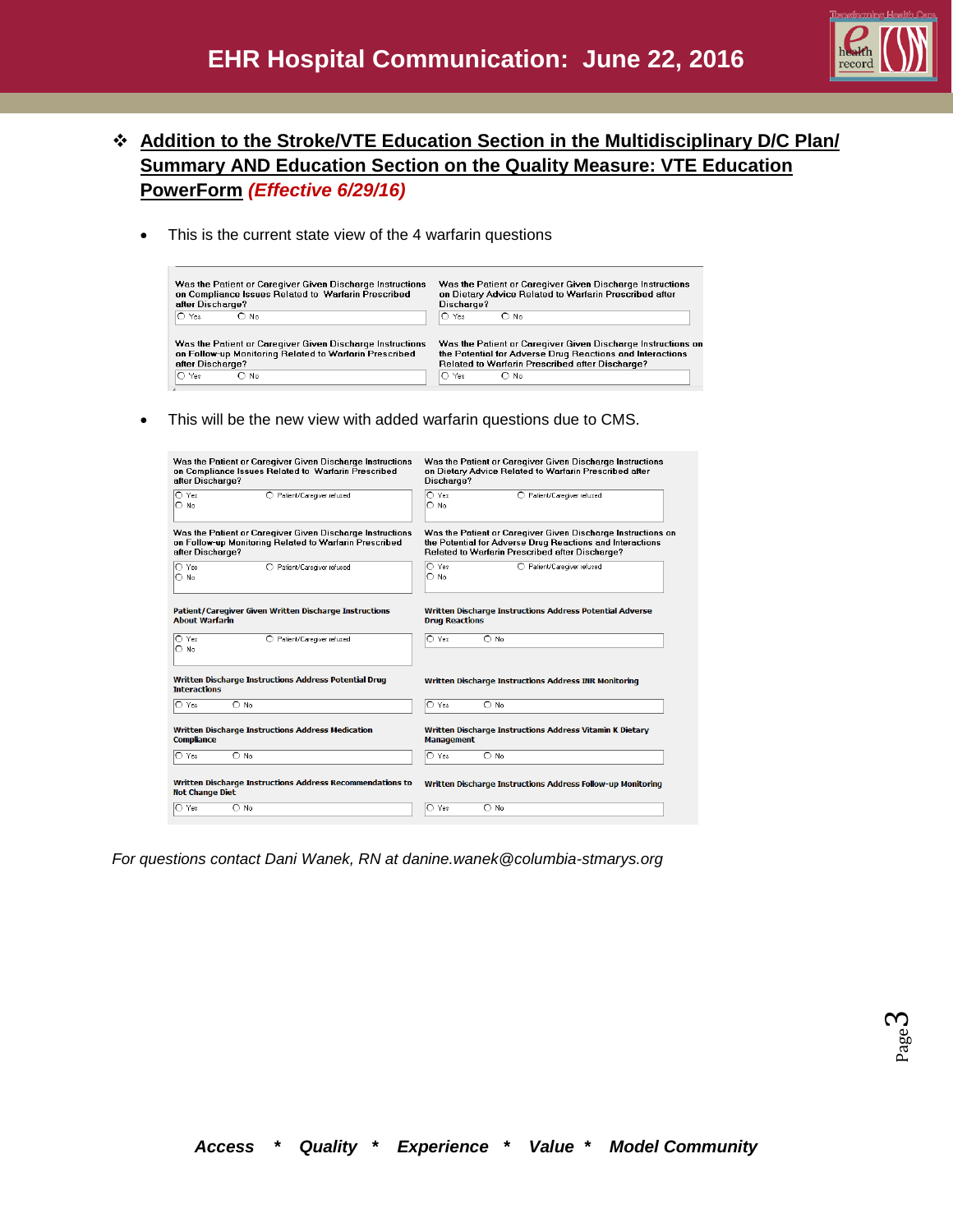# EHR Hospital Communication: June 22, 2016

❖ **Addition to the Stroke/VTE Education Section in the Multidisciplinary D/C Plan/ Summary AND Education Section on the Quality Measure: VTE Education PowerForm** ***(Effective 6/29/16)***

- This is the current state view of the 4 warfarin questions

Was the Patient or Caregiver Given Discharge Instructions on Compliance Issues Related to Warfarin Prescribed after Discharge?
○ Yes ○ No

Was the Patient or Caregiver Given Discharge Instructions on Dietary Advice Related to Warfarin Prescribed after Discharge?
○ Yes ○ No

Was the Patient or Caregiver Given Discharge Instructions on Follow-up Monitoring Related to Warfarin Prescribed after Discharge?
○ Yes ○ No

Was the Patient or Caregiver Given Discharge Instructions on the Potential for Adverse Drug Reactions and Interactions Related to Warfarin Prescribed after Discharge?
○ Yes ○ No

- This will be the new view with added warfarin questions due to CMS.

Was the Patient or Caregiver Given Discharge Instructions on Compliance Issues Related to Warfarin Prescribed after Discharge?
○ Yes ○ Patient/Caregiver refused ○ No

Was the Patient or Caregiver Given Discharge Instructions on Dietary Advice Related to Warfarin Prescribed after Discharge?
○ Yes ○ Patient/Caregiver refused ○ No

Was the Patient or Caregiver Given Discharge Instructions on Follow-up Monitoring Related to Warfarin Prescribed after Discharge?
○ Yes ○ Patient/Caregiver refused ○ No

Was the Patient or Caregiver Given Discharge Instructions on the Potential for Adverse Drug Reactions and Interactions Related to Warfarin Prescribed after Discharge?
○ Yes ○ Patient/Caregiver refused ○ No

**Patient/Caregiver Given Written Discharge Instructions About Warfarin**
○ Yes ○ Patient/Caregiver refused ○ No

**Written Discharge Instructions Address Potential Adverse Drug Reactions**
○ Yes ○ No

**Written Discharge Instructions Address Potential Drug Interactions**
○ Yes ○ No

**Written Discharge Instructions Address INR Monitoring**
○ Yes ○ No

**Written Discharge Instructions Address Medication Compliance**
○ Yes ○ No

**Written Discharge Instructions Address Vitamin K Dietary Management**
○ Yes ○ No

**Written Discharge Instructions Address Recommendations to Not Change Diet**
○ Yes ○ No

**Written Discharge Instructions Address Follow-up Monitoring**
○ Yes ○ No

*For questions contact Dani Wanek, RN at danine.wanek@columbia-stmarys.org*

***Access * Quality * Experience * Value * Model Community***